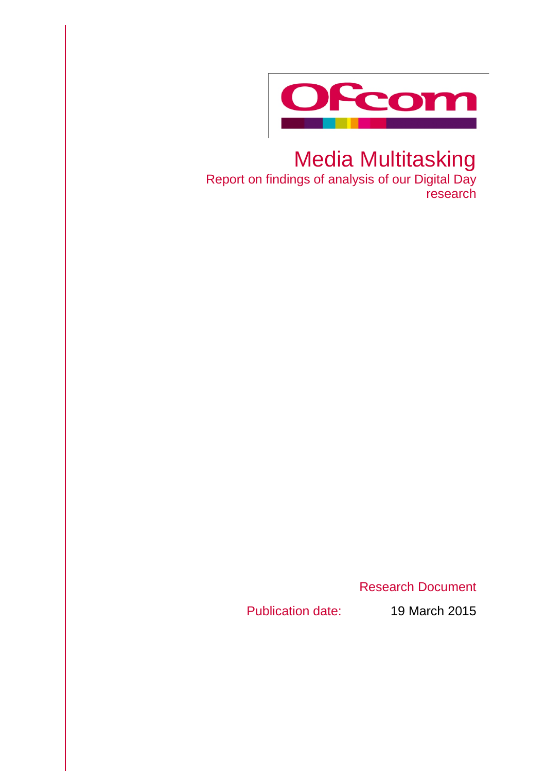# Media Multitasking

## Report on findings of analysis of our Digital Day research

Research Document

Publication date: 19 March 2015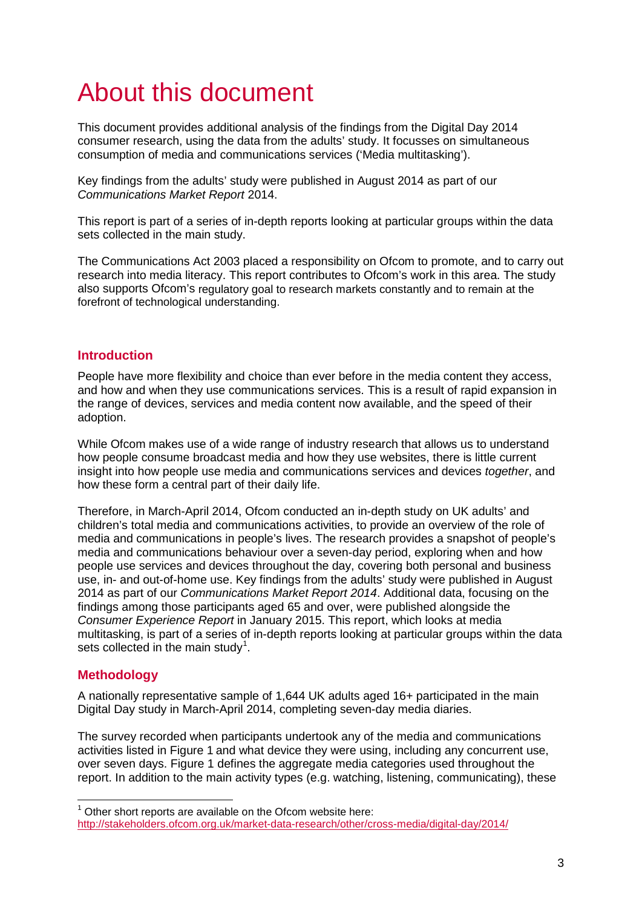# About this document

This document provides additional analysis of the findings from the Digital Day 2014 consumer research, using the data from the adults' study. It focusses on simultaneous consumption of media and communications services ('Media multitasking').

Key findings from the adults' study were published in August 2014 as part of our *Communications Market Report* 2014.

This report is part of a series of in-depth reports looking at particular groups within the data sets collected in the main study.

The Communications Act 2003 placed a responsibility on Ofcom to promote, and to carry out research into media literacy. This report contributes to Ofcom's work in this area. The study also supports Ofcom's regulatory goal to research markets constantly and to remain at the forefront of technological understanding.

## Introduction

People have more flexibility and choice than ever before in the media content they access, and how and when they use communications services. This is a result of rapid expansion in the range of devices, services and media content now available, and the speed of their adoption.

While Ofcom makes use of a wide range of industry research that allows us to understand how people consume broadcast media and how they use websites, there is little current insight into how people use media and communications services and devices *together*, and how these form a central part of their daily life.

Therefore, in March-April 2014, Ofcom conducted an in-depth study on UK adults' and children's total media and communications activities, to provide an overview of the role of media and communications in people's lives. The research provides a snapshot of people's media and communications behaviour over a seven-day period, exploring when and how people use services and devices throughout the day, covering both personal and business use, in- and out-of-home use. Key findings from the adults' study were published in August 2014 as part of our *Communications Market Report 2014*. Additional data, focusing on the findings among those participants aged 65 and over, were published alongside the *Consumer Experience Report* in January 2015. This report, which looks at media multitasking, is part of a series of in-depth reports looking at particular groups within the data sets collected in the main study[1].

## Methodology

A nationally representative sample of 1,644 UK adults aged 16+ participated in the main Digital Day study in March-April 2014, completing seven-day media diaries.

The survey recorded when participants undertook any of the media and communications activities listed in Figure 1 and what device they were using, including any concurrent use, over seven days. Figure 1 defines the aggregate media categories used throughout the report. In addition to the main activity types (e.g. watching, listening, communicating), these

---

[1] Other short reports are available on the Ofcom website here: http://stakeholders.ofcom.org.uk/market-data-research/other/cross-media/digital-day/2014/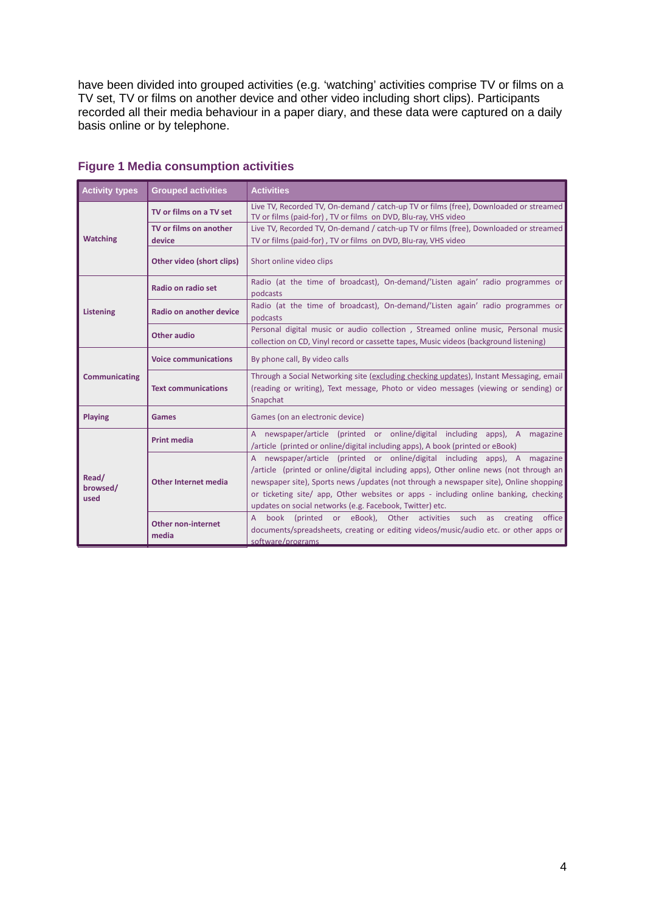have been divided into grouped activities (e.g. 'watching' activities comprise TV or films on a TV set, TV or films on another device and other video including short clips). Participants recorded all their media behaviour in a paper diary, and these data were captured on a daily basis online or by telephone.

### Figure 1 Media consumption activities

| Activity types | Grouped activities | Activities |
|---|---|---|
| Watching | TV or films on a TV set | Live TV, Recorded TV, On-demand / catch-up TV or films (free), Downloaded or streamed TV or films (paid-for) , TV or films on DVD, Blu-ray, VHS video |
| | TV or films on another device | Live TV, Recorded TV, On-demand / catch-up TV or films (free), Downloaded or streamed TV or films (paid-for) , TV or films on DVD, Blu-ray, VHS video |
| | Other video (short clips) | Short online video clips |
| Listening | Radio on radio set | Radio (at the time of broadcast), On-demand/'Listen again' radio programmes or podcasts |
| | Radio on another device | Radio (at the time of broadcast), On-demand/'Listen again' radio programmes or podcasts |
| | Other audio | Personal digital music or audio collection , Streamed online music, Personal music collection on CD, Vinyl record or cassette tapes, Music videos (background listening) |
| Communicating | Voice communications | By phone call, By video calls |
| | Text communications | Through a Social Networking site (excluding checking updates), Instant Messaging, email (reading or writing), Text message, Photo or video messages (viewing or sending) or Snapchat |
| Playing | Games | Games (on an electronic device) |
| Read/ browsed/ used | Print media | A newspaper/article (printed or online/digital including apps), A magazine /article (printed or online/digital including apps), A book (printed or eBook) |
| | Other Internet media | A newspaper/article (printed or online/digital including apps), A magazine /article (printed or online/digital including apps), Other online news (not through an newspaper site), Sports news /updates (not through a newspaper site), Online shopping or ticketing site/ app, Other websites or apps - including online banking, checking updates on social networks (e.g. Facebook, Twitter) etc. |
| | Other non-internet media | A book (printed or eBook), Other activities such as creating office documents/spreadsheets, creating or editing videos/music/audio etc. or other apps or software/programs |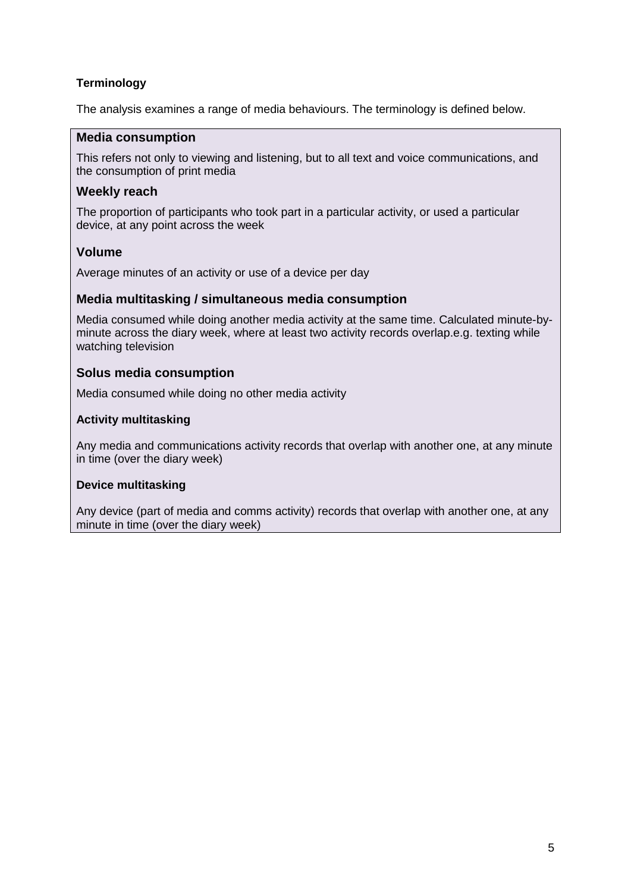**Terminology**

The analysis examines a range of media behaviours. The terminology is defined below.

### Media consumption

This refers not only to viewing and listening, but to all text and voice communications, and the consumption of print media

### Weekly reach

The proportion of participants who took part in a particular activity, or used a particular device, at any point across the week

### Volume

Average minutes of an activity or use of a device per day

### Media multitasking / simultaneous media consumption

Media consumed while doing another media activity at the same time. Calculated minute-by-minute across the diary week, where at least two activity records overlap.e.g. texting while watching television

### Solus media consumption

Media consumed while doing no other media activity

**Activity multitasking**

Any media and communications activity records that overlap with another one, at any minute in time (over the diary week)

**Device multitasking**

Any device (part of media and comms activity) records that overlap with another one, at any minute in time (over the diary week)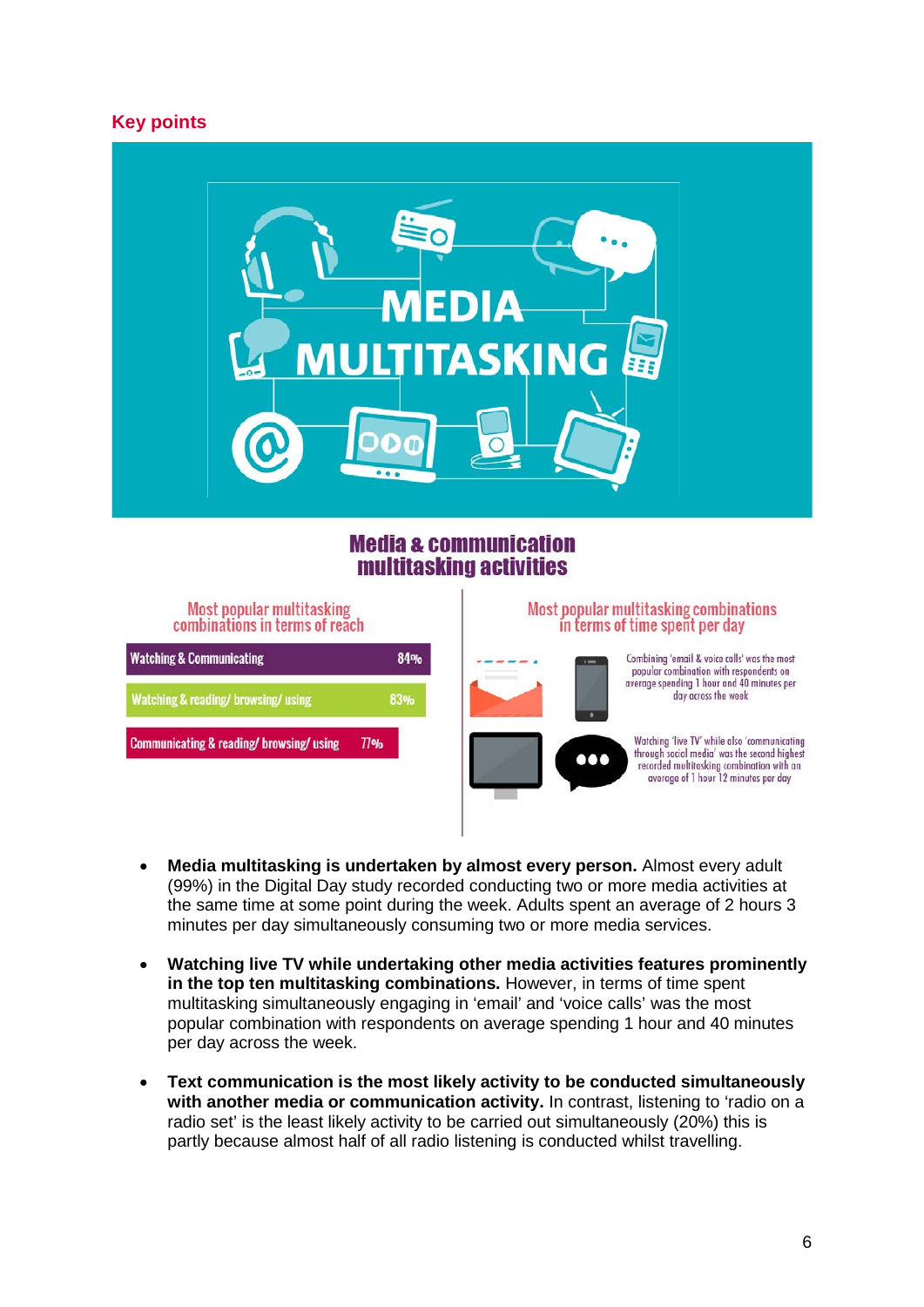## Key points

MEDIA MULTITASKING

### Media & communication multitasking activities

**Most popular multitasking combinations in terms of reach**

| Combination | Reach |
|---|---|
| Watching & Communicating | 84% |
| Watching & reading/ browsing/ using | 83% |
| Communicating & reading/ browsing/ using | 77% |

**Most popular multitasking combinations in terms of time spent per day**

Combining 'email & voice calls' was the most popular combination with respondents on average spending 1 hour and 40 minutes per day across the week

Watching 'live TV' while also 'communicating through social media' was the second highest recorded multitasking combination with an average of 1 hour 12 minutes per day

- **Media multitasking is undertaken by almost every person.** Almost every adult (99%) in the Digital Day study recorded conducting two or more media activities at the same time at some point during the week. Adults spent an average of 2 hours 3 minutes per day simultaneously consuming two or more media services.

- **Watching live TV while undertaking other media activities features prominently in the top ten multitasking combinations.** However, in terms of time spent multitasking simultaneously engaging in 'email' and 'voice calls' was the most popular combination with respondents on average spending 1 hour and 40 minutes per day across the week.

- **Text communication is the most likely activity to be conducted simultaneously with another media or communication activity.** In contrast, listening to 'radio on a radio set' is the least likely activity to be carried out simultaneously (20%) this is partly because almost half of all radio listening is conducted whilst travelling.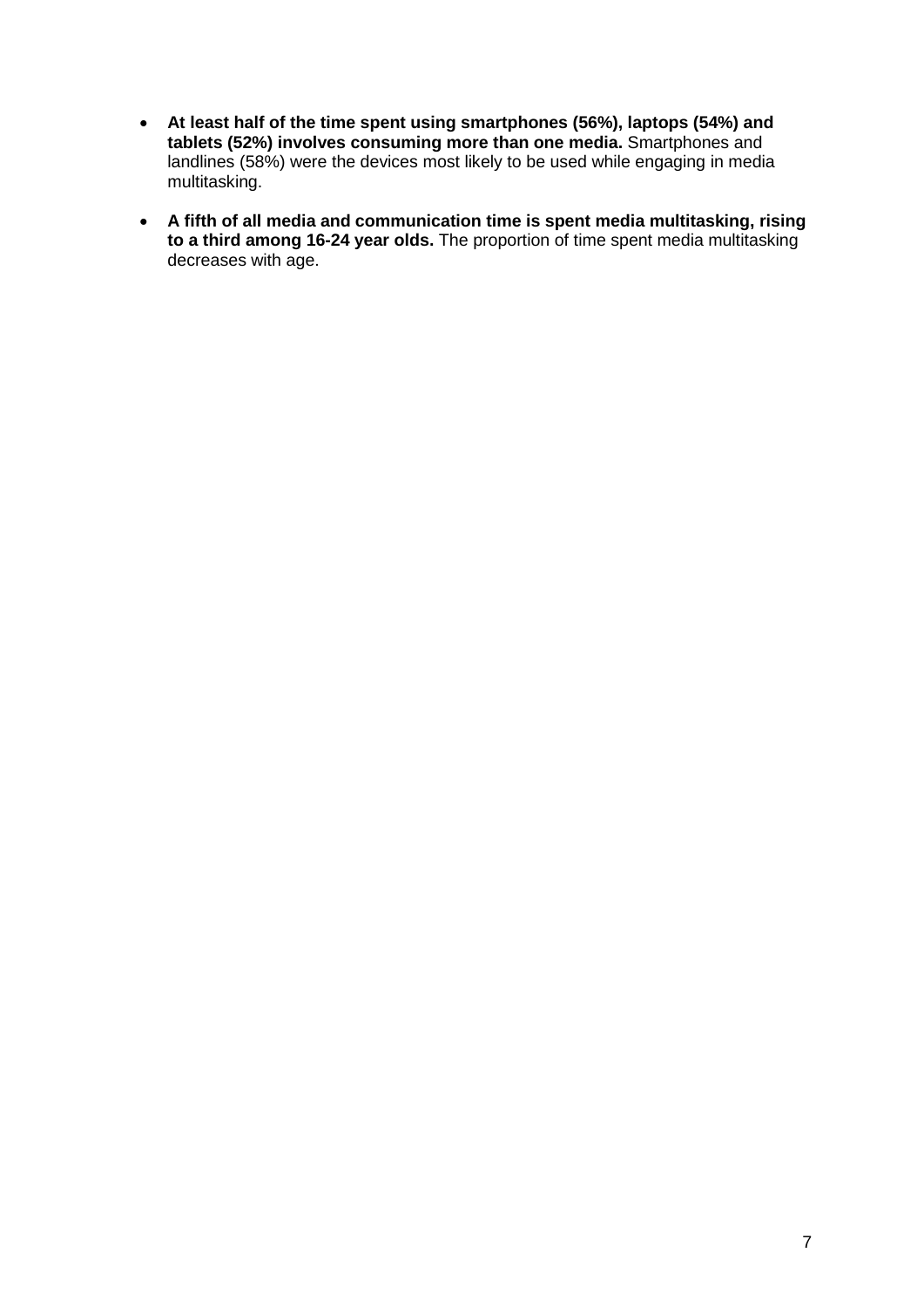- **At least half of the time spent using smartphones (56%), laptops (54%) and tablets (52%) involves consuming more than one media.** Smartphones and landlines (58%) were the devices most likely to be used while engaging in media multitasking.

- **A fifth of all media and communication time is spent media multitasking, rising to a third among 16-24 year olds.** The proportion of time spent media multitasking decreases with age.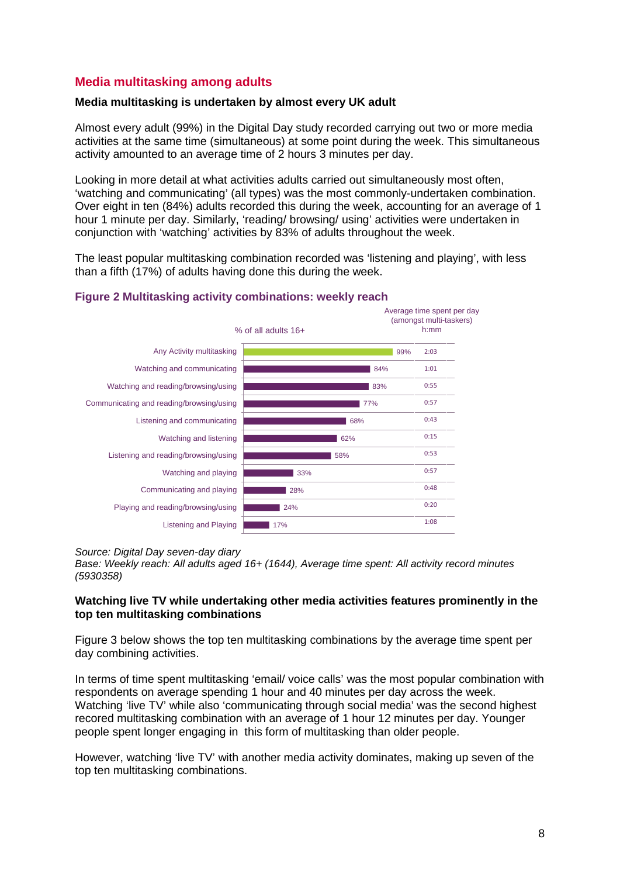## Media multitasking among adults

**Media multitasking is undertaken by almost every UK adult**

Almost every adult (99%) in the Digital Day study recorded carrying out two or more media activities at the same time (simultaneous) at some point during the week. This simultaneous activity amounted to an average time of 2 hours 3 minutes per day.

Looking in more detail at what activities adults carried out simultaneously most often, 'watching and communicating' (all types) was the most commonly-undertaken combination. Over eight in ten (84%) adults recorded this during the week, accounting for an average of 1 hour 1 minute per day. Similarly, 'reading/ browsing/ using' activities were undertaken in conjunction with 'watching' activities by 83% of adults throughout the week.

The least popular multitasking combination recorded was 'listening and playing', with less than a fifth (17%) of adults having done this during the week.

### Figure 2 Multitasking activity combinations: weekly reach

| | % of all adults 16+ | Average time spent per day (amongst multi-taskers) h:mm |
|---|---|---|
| Any Activity multitasking | 99% | 2:03 |
| Watching and communicating | 84% | 1:01 |
| Watching and reading/browsing/using | 83% | 0:55 |
| Communicating and reading/browsing/using | 77% | 0:57 |
| Listening and communicating | 68% | 0:43 |
| Watching and listening | 62% | 0:15 |
| Listening and reading/browsing/using | 58% | 0:53 |
| Watching and playing | 33% | 0:57 |
| Communicating and playing | 28% | 0:48 |
| Playing and reading/browsing/using | 24% | 0:20 |
| Listening and Playing | 17% | 1:08 |

*Source: Digital Day seven-day diary*
*Base: Weekly reach: All adults aged 16+ (1644), Average time spent: All activity record minutes (5930358)*

**Watching live TV while undertaking other media activities features prominently in the top ten multitasking combinations**

Figure 3 below shows the top ten multitasking combinations by the average time spent per day combining activities.

In terms of time spent multitasking 'email/ voice calls' was the most popular combination with respondents on average spending 1 hour and 40 minutes per day across the week. Watching 'live TV' while also 'communicating through social media' was the second highest recored multitasking combination with an average of 1 hour 12 minutes per day. Younger people spent longer engaging in this form of multitasking than older people.

However, watching 'live TV' with another media activity dominates, making up seven of the top ten multitasking combinations.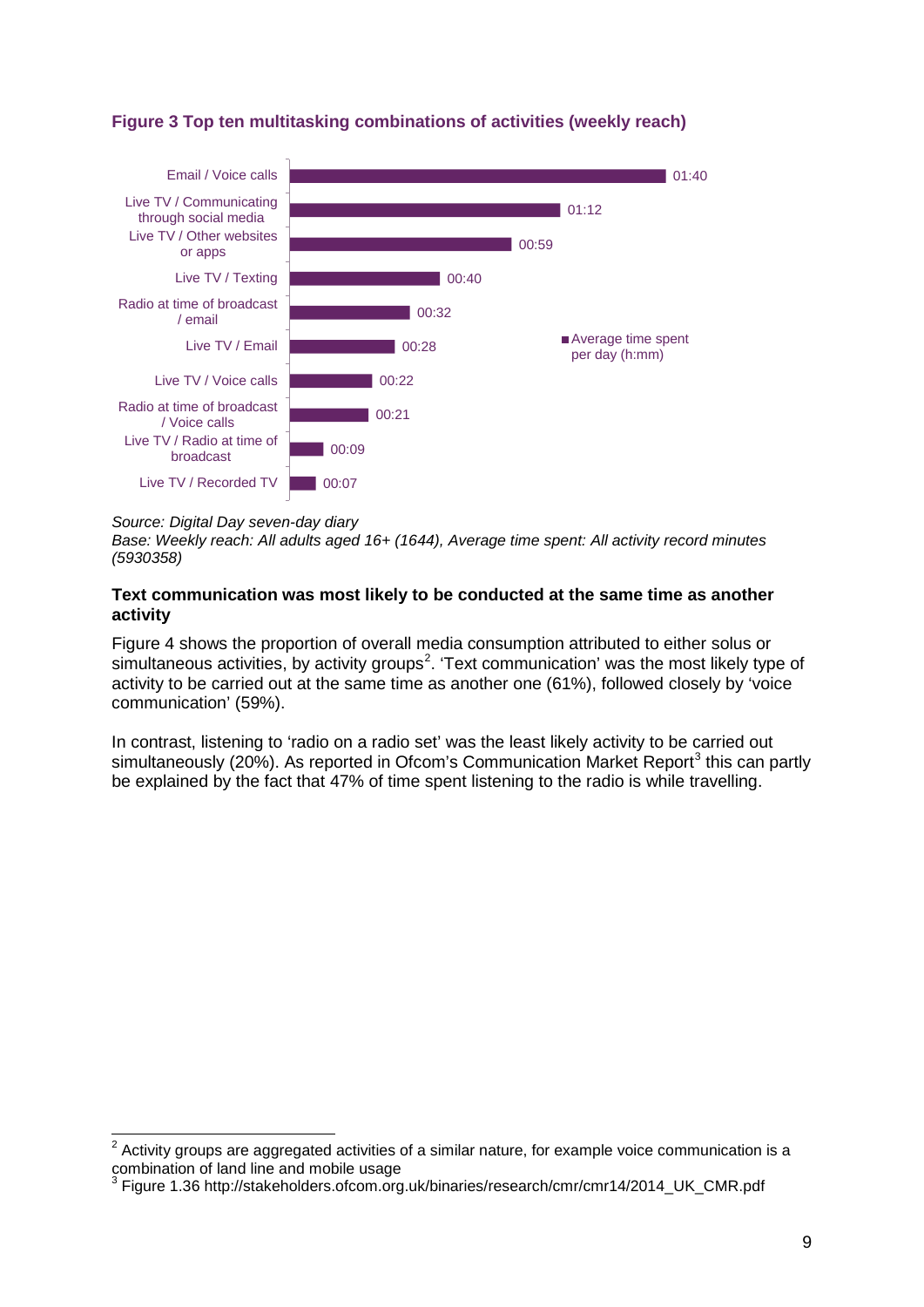**Figure 3 Top ten multitasking combinations of activities (weekly reach)**

| Activity combination | Average time spent per day (h:mm) |
| --- | --- |
| Email / Voice calls | 01:40 |
| Live TV / Communicating through social media | 01:12 |
| Live TV / Other websites or apps | 00:59 |
| Live TV / Texting | 00:40 |
| Radio at time of broadcast / email | 00:32 |
| Live TV / Email | 00:28 |
| Live TV / Voice calls | 00:22 |
| Radio at time of broadcast / Voice calls | 00:21 |
| Live TV / Radio at time of broadcast | 00:09 |
| Live TV / Recorded TV | 00:07 |

*Source: Digital Day seven-day diary*
*Base: Weekly reach: All adults aged 16+ (1644), Average time spent: All activity record minutes (5930358)*

**Text communication was most likely to be conducted at the same time as another activity**

Figure 4 shows the proportion of overall media consumption attributed to either solus or simultaneous activities, by activity groups[2]. 'Text communication' was the most likely type of activity to be carried out at the same time as another one (61%), followed closely by 'voice communication' (59%).

In contrast, listening to 'radio on a radio set' was the least likely activity to be carried out simultaneously (20%). As reported in Ofcom's Communication Market Report[3] this can partly be explained by the fact that 47% of time spent listening to the radio is while travelling.

---

[2] Activity groups are aggregated activities of a similar nature, for example voice communication is a combination of land line and mobile usage

[3] Figure 1.36 http://stakeholders.ofcom.org.uk/binaries/research/cmr/cmr14/2014_UK_CMR.pdf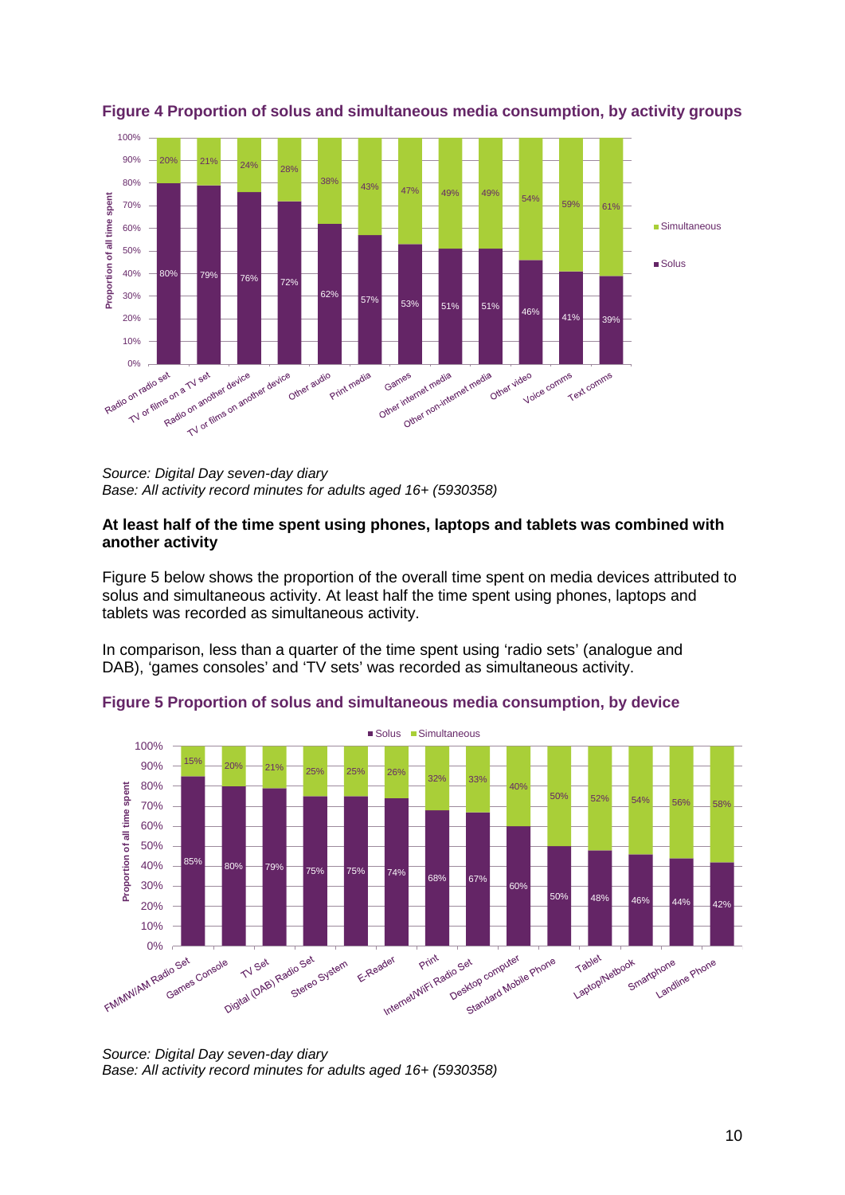**Figure 4 Proportion of solus and simultaneous media consumption, by activity groups**

| Activity group | Solus | Simultaneous |
|---|---|---|
| Radio on radio set | 80% | 20% |
| TV or films on a TV set | 79% | 21% |
| Radio on another device | 76% | 24% |
| TV or films on another device | 72% | 28% |
| Other audio | 62% | 38% |
| Print media | 57% | 43% |
| Games | 53% | 47% |
| Other internet media | 51% | 49% |
| Other non-internet media | 51% | 49% |
| Other video | 46% | 54% |
| Voice comms | 41% | 59% |
| Text comms | 39% | 61% |

*Source: Digital Day seven-day diary*
*Base: All activity record minutes for adults aged 16+ (5930358)*

**At least half of the time spent using phones, laptops and tablets was combined with another activity**

Figure 5 below shows the proportion of the overall time spent on media devices attributed to solus and simultaneous activity. At least half the time spent using phones, laptops and tablets was recorded as simultaneous activity.

In comparison, less than a quarter of the time spent using 'radio sets' (analogue and DAB), 'games consoles' and 'TV sets' was recorded as simultaneous activity.

**Figure 5 Proportion of solus and simultaneous media consumption, by device**

| Device | Solus | Simultaneous |
|---|---|---|
| FM/MW/AM Radio Set | 85% | 15% |
| Games Console | 80% | 20% |
| TV Set | 79% | 21% |
| Digital (DAB) Radio Set | 75% | 25% |
| Stereo System | 75% | 25% |
| E-Reader | 74% | 26% |
| Print | 68% | 32% |
| Internet/WiFi Radio Set | 67% | 33% |
| Desktop computer | 60% | 40% |
| Standard Mobile Phone | 50% | 50% |
| Tablet | 48% | 52% |
| Laptop/Netbook | 46% | 54% |
| Smartphone | 44% | 56% |
| Landline Phone | 42% | 58% |

*Source: Digital Day seven-day diary*
*Base: All activity record minutes for adults aged 16+ (5930358)*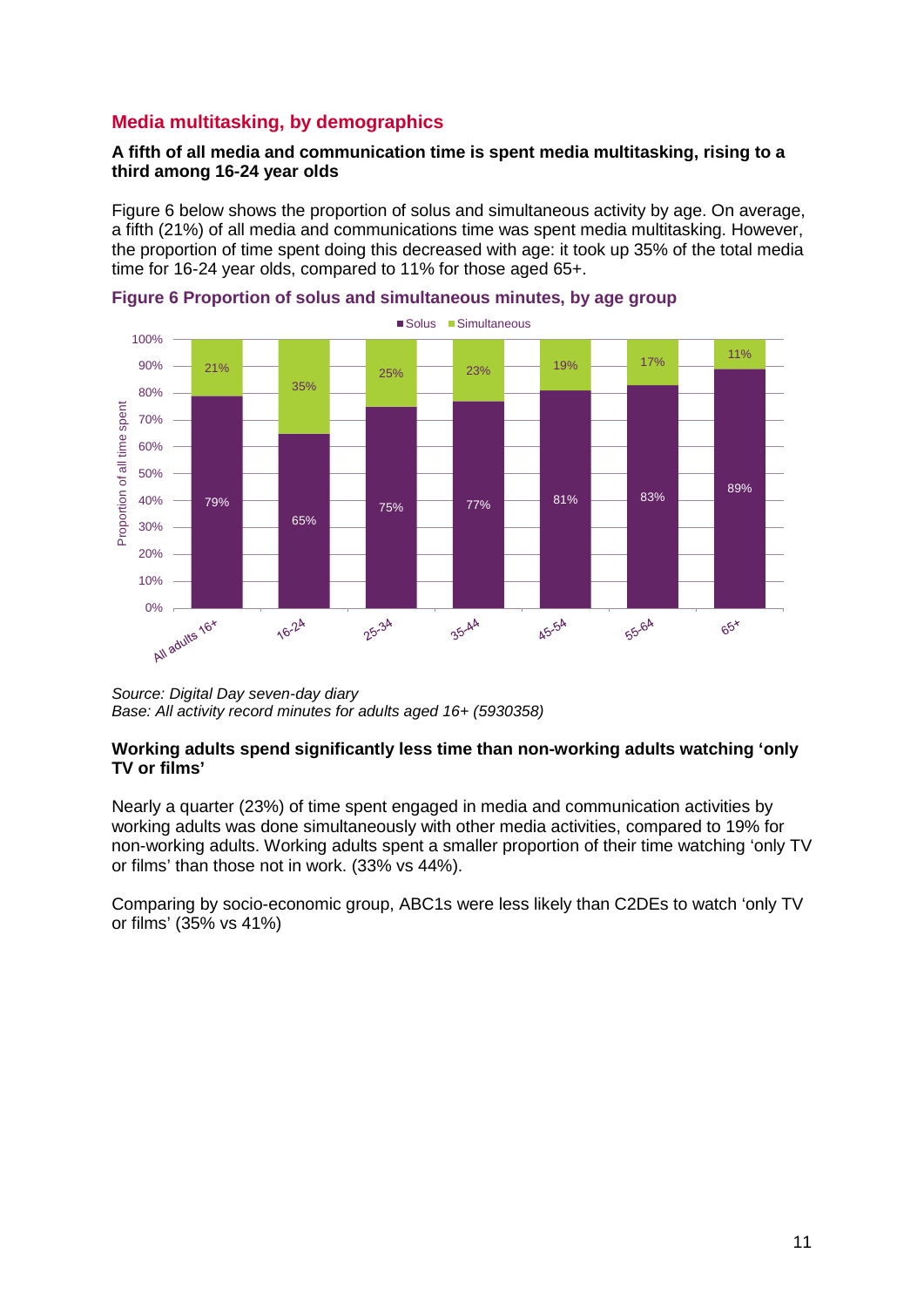## Media multitasking, by demographics

**A fifth of all media and communication time is spent media multitasking, rising to a third among 16-24 year olds**

Figure 6 below shows the proportion of solus and simultaneous activity by age. On average, a fifth (21%) of all media and communications time was spent media multitasking. However, the proportion of time spent doing this decreased with age: it took up 35% of the total media time for 16-24 year olds, compared to 11% for those aged 65+.

**Figure 6 Proportion of solus and simultaneous minutes, by age group**

| Proportion of all time spent | All adults 16+ | 16-24 | 25-34 | 35-44 | 45-54 | 55-64 | 65+ |
|---|---|---|---|---|---|---|---|
| Solus | 79% | 65% | 75% | 77% | 81% | 83% | 89% |
| Simultaneous | 21% | 35% | 25% | 23% | 19% | 17% | 11% |

*Source: Digital Day seven-day diary*
*Base: All activity record minutes for adults aged 16+ (5930358)*

**Working adults spend significantly less time than non-working adults watching 'only TV or films'**

Nearly a quarter (23%) of time spent engaged in media and communication activities by working adults was done simultaneously with other media activities, compared to 19% for non-working adults. Working adults spent a smaller proportion of their time watching 'only TV or films' than those not in work. (33% vs 44%).

Comparing by socio-economic group, ABC1s were less likely than C2DEs to watch 'only TV or films' (35% vs 41%)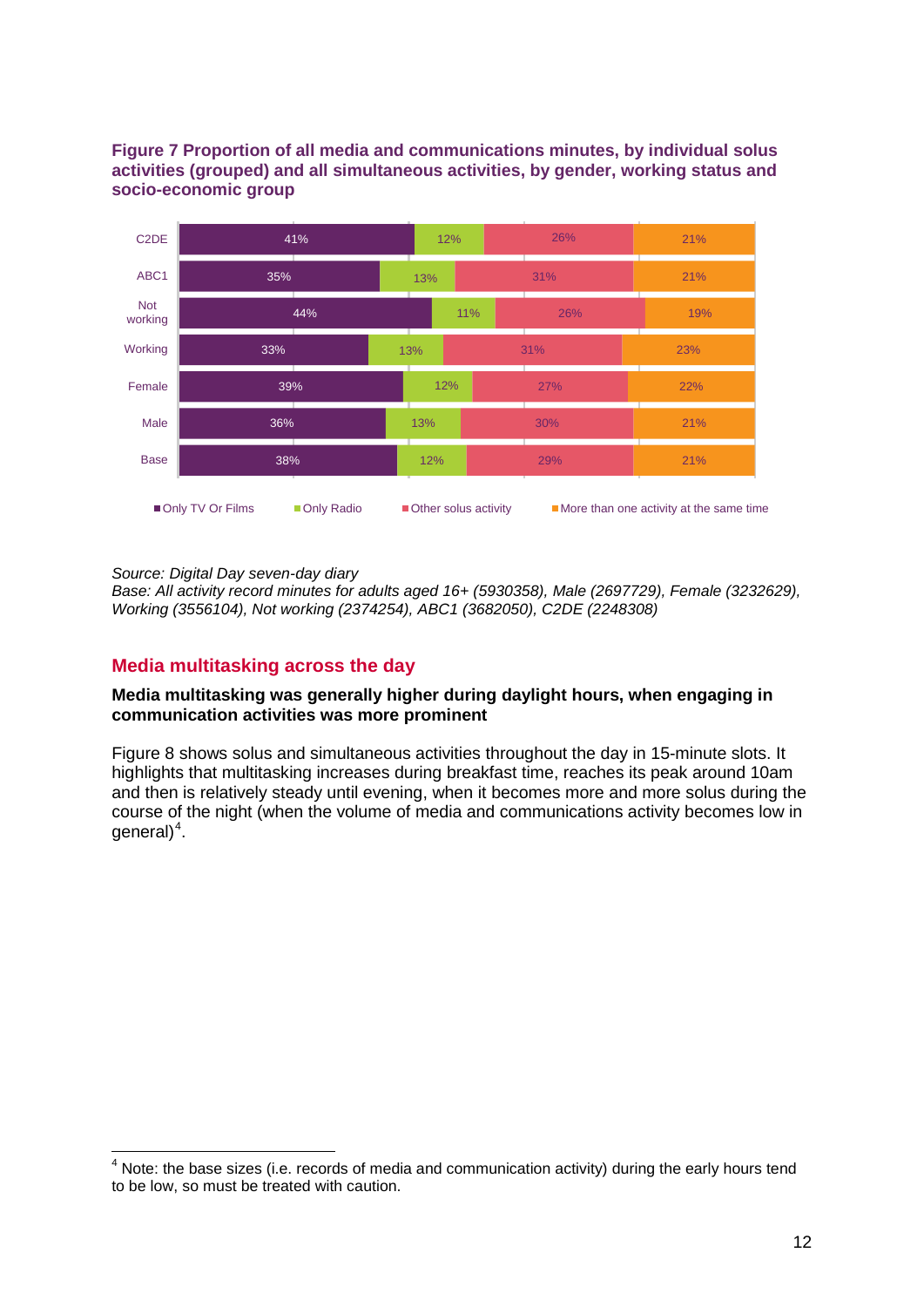**Figure 7 Proportion of all media and communications minutes, by individual solus activities (grouped) and all simultaneous activities, by gender, working status and socio-economic group**

| | Only TV Or Films | Only Radio | Other solus activity | More than one activity at the same time |
|---|---|---|---|---|
| C2DE | 41% | 12% | 26% | 21% |
| ABC1 | 35% | 13% | 31% | 21% |
| Not working | 44% | 11% | 26% | 19% |
| Working | 33% | 13% | 31% | 23% |
| Female | 39% | 12% | 27% | 22% |
| Male | 36% | 13% | 30% | 21% |
| Base | 38% | 12% | 29% | 21% |

*Source: Digital Day seven-day diary*
*Base: All activity record minutes for adults aged 16+ (5930358), Male (2697729), Female (3232629), Working (3556104), Not working (2374254), ABC1 (3682050), C2DE (2248308)*

## Media multitasking across the day

**Media multitasking was generally higher during daylight hours, when engaging in communication activities was more prominent**

Figure 8 shows solus and simultaneous activities throughout the day in 15-minute slots. It highlights that multitasking increases during breakfast time, reaches its peak around 10am and then is relatively steady until evening, when it becomes more and more solus during the course of the night (when the volume of media and communications activity becomes low in general)[4].

[4] Note: the base sizes (i.e. records of media and communication activity) during the early hours tend to be low, so must be treated with caution.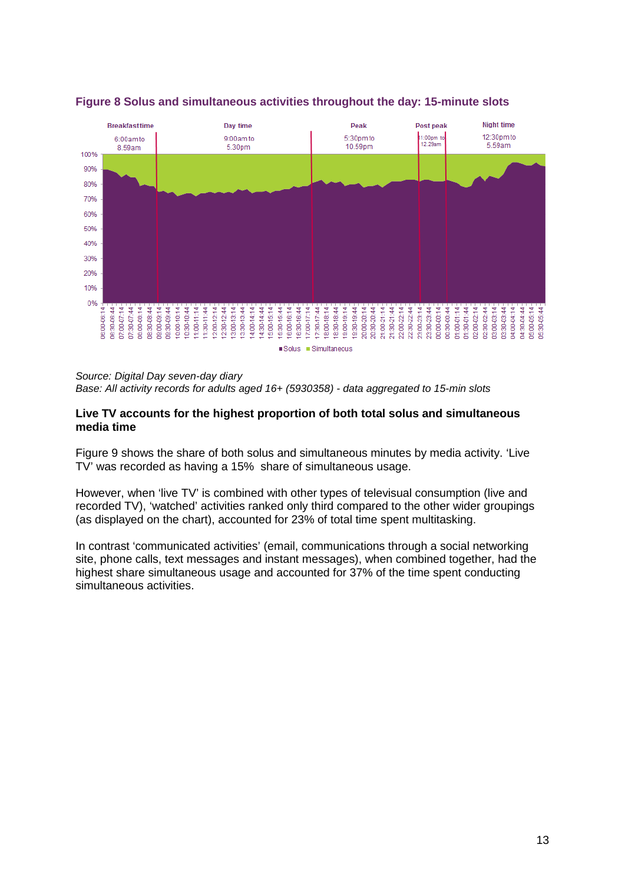**Figure 8 Solus and simultaneous activities throughout the day: 15-minute slots**

*Source: Digital Day seven-day diary*
*Base: All activity records for adults aged 16+ (5930358) - data aggregated to 15-min slots*

**Live TV accounts for the highest proportion of both total solus and simultaneous media time**

Figure 9 shows the share of both solus and simultaneous minutes by media activity. 'Live TV' was recorded as having a 15% share of simultaneous usage.

However, when 'live TV' is combined with other types of televisual consumption (live and recorded TV), 'watched' activities ranked only third compared to the other wider groupings (as displayed on the chart), accounted for 23% of total time spent multitasking.

In contrast 'communicated activities' (email, communications through a social networking site, phone calls, text messages and instant messages), when combined together, had the highest share simultaneous usage and accounted for 37% of the time spent conducting simultaneous activities.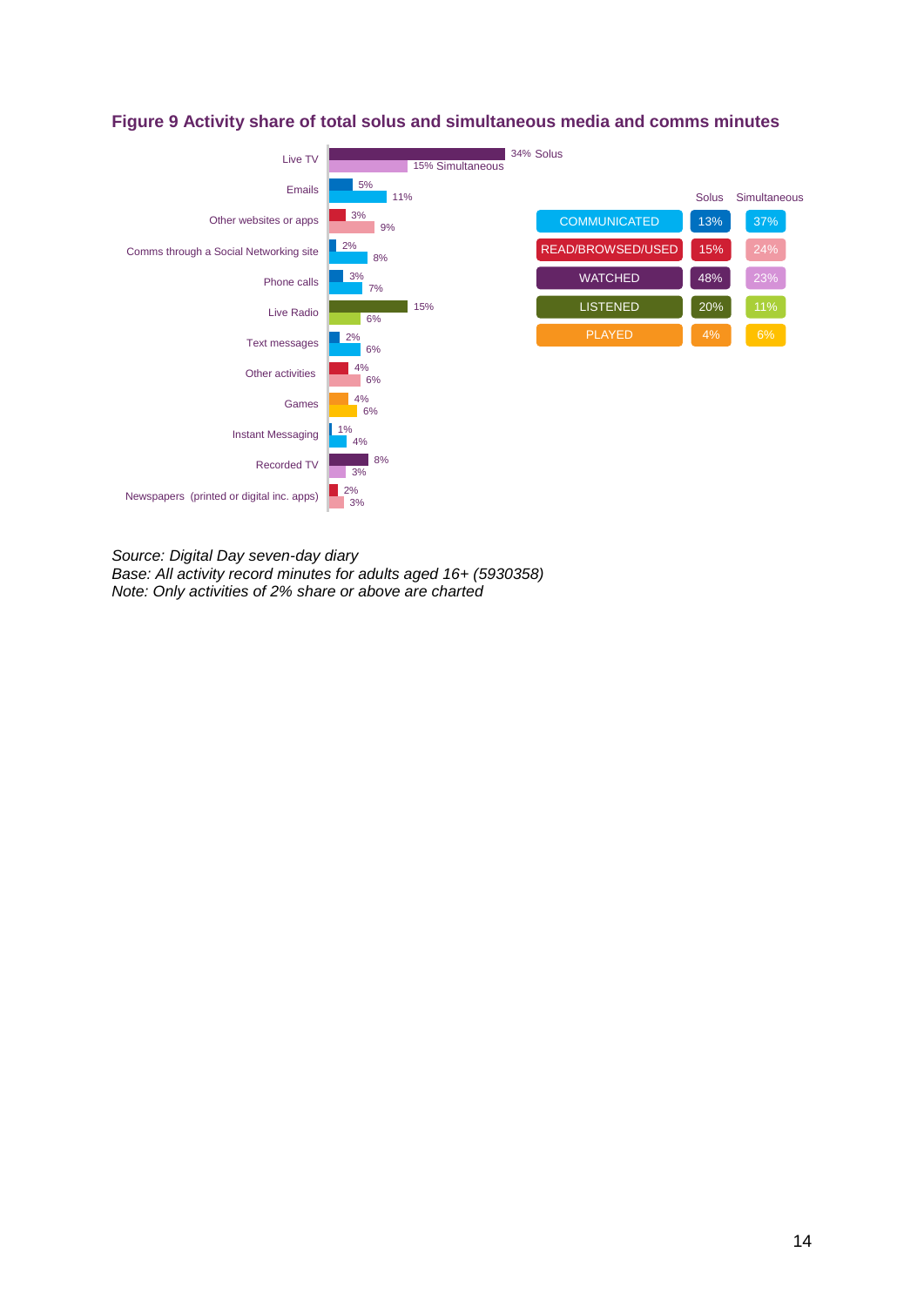**Figure 9 Activity share of total solus and simultaneous media and comms minutes**

Live TV 34% Solus 15% Simultaneous

Emails 5% 11%

Other websites or apps 3% 9%

Comms through a Social Networking site 2% 8%

Phone calls 3% 7%

Live Radio 15% 6%

Text messages 2% 6%

Other activities 4% 6%

Games 4% 6%

Instant Messaging 1% 4%

Recorded TV 8% 3%

Newspapers (printed or digital inc. apps) 2% 3%

Solus Simultaneous

COMMUNICATED 13% 37%

READ/BROWSED/USED 15% 24%

WATCHED 48% 23%

LISTENED 20% 11%

PLAYED 4% 6%

*Source: Digital Day seven-day diary*
*Base: All activity record minutes for adults aged 16+ (5930358)*
*Note: Only activities of 2% share or above are charted*